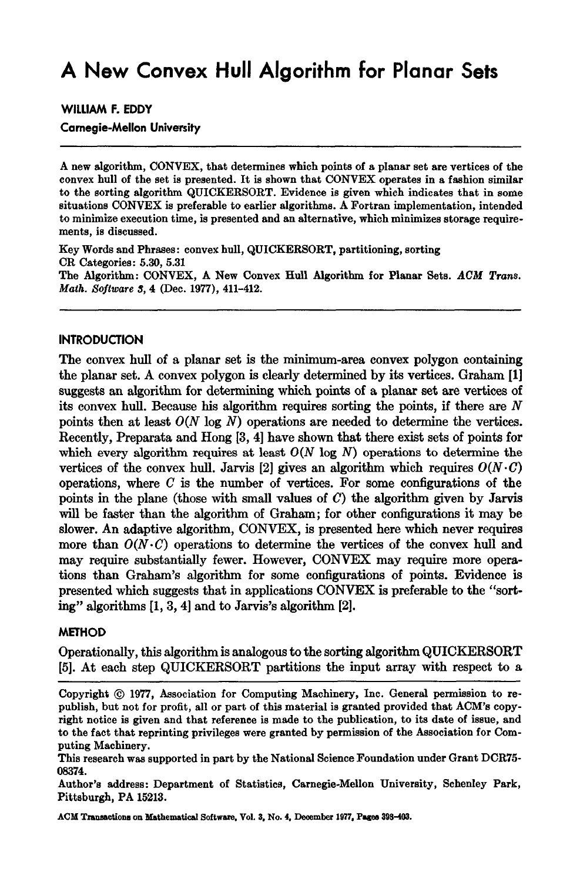# A New Convex Hull Algorithm for Planar Sets

**WILLIAM F. EDDY**

**Carnegie-Mellon University**

---

A new algorithm, CONVEX, that determines which points of a planar set are vertices of the convex hull of the set is presented. It is shown that CONVEX operates in a fashion similar to the sorting algorithm QUICKERSORT. Evidence is given which indicates that in some situations CONVEX is preferable to earlier algorithms. A Fortran implementation, intended to minimize execution time, is presented and an alternative, which minimizes storage requirements, is discussed.

Key Words and Phrases: convex hull, QUICKERSORT, partitioning, sorting

CR Categories: 5.30, 5.31

The Algorithm: CONVEX, A New Convex Hull Algorithm for Planar Sets. *ACM Trans. Math. Software 3*, 4 (Dec. 1977), 411–412.

---

## INTRODUCTION

The convex hull of a planar set is the minimum-area convex polygon containing the planar set. A convex polygon is clearly determined by its vertices. Graham [1] suggests an algorithm for determining which points of a planar set are vertices of its convex hull. Because his algorithm requires sorting the points, if there are $N$ points then at least $O(N \log N)$ operations are needed to determine the vertices. Recently, Preparata and Hong [3, 4] have shown that there exist sets of points for which every algorithm requires at least $O(N \log N)$ operations to determine the vertices of the convex hull. Jarvis [2] gives an algorithm which requires $O(N \cdot C)$ operations, where $C$ is the number of vertices. For some configurations of the points in the plane (those with small values of $C$) the algorithm given by Jarvis will be faster than the algorithm of Graham; for other configurations it may be slower. An adaptive algorithm, CONVEX, is presented here which never requires more than $O(N \cdot C)$ operations to determine the vertices of the convex hull and may require substantially fewer. However, CONVEX may require more operations than Graham's algorithm for some configurations of points. Evidence is presented which suggests that in applications CONVEX is preferable to the "sorting" algorithms [1, 3, 4] and to Jarvis's algorithm [2].

## METHOD

Operationally, this algorithm is analogous to the sorting algorithm QUICKERSORT [5]. At each step QUICKERSORT partitions the input array with respect to a

---

Copyright © 1977, Association for Computing Machinery, Inc. General permission to republish, but not for profit, all or part of this material is granted provided that ACM's copyright notice is given and that reference is made to the publication, to its date of issue, and to the fact that reprinting privileges were granted by permission of the Association for Computing Machinery.

This research was supported in part by the National Science Foundation under Grant DCR75-08374.

Author's address: Department of Statistics, Carnegie-Mellon University, Schenley Park, Pittsburgh, PA 15213.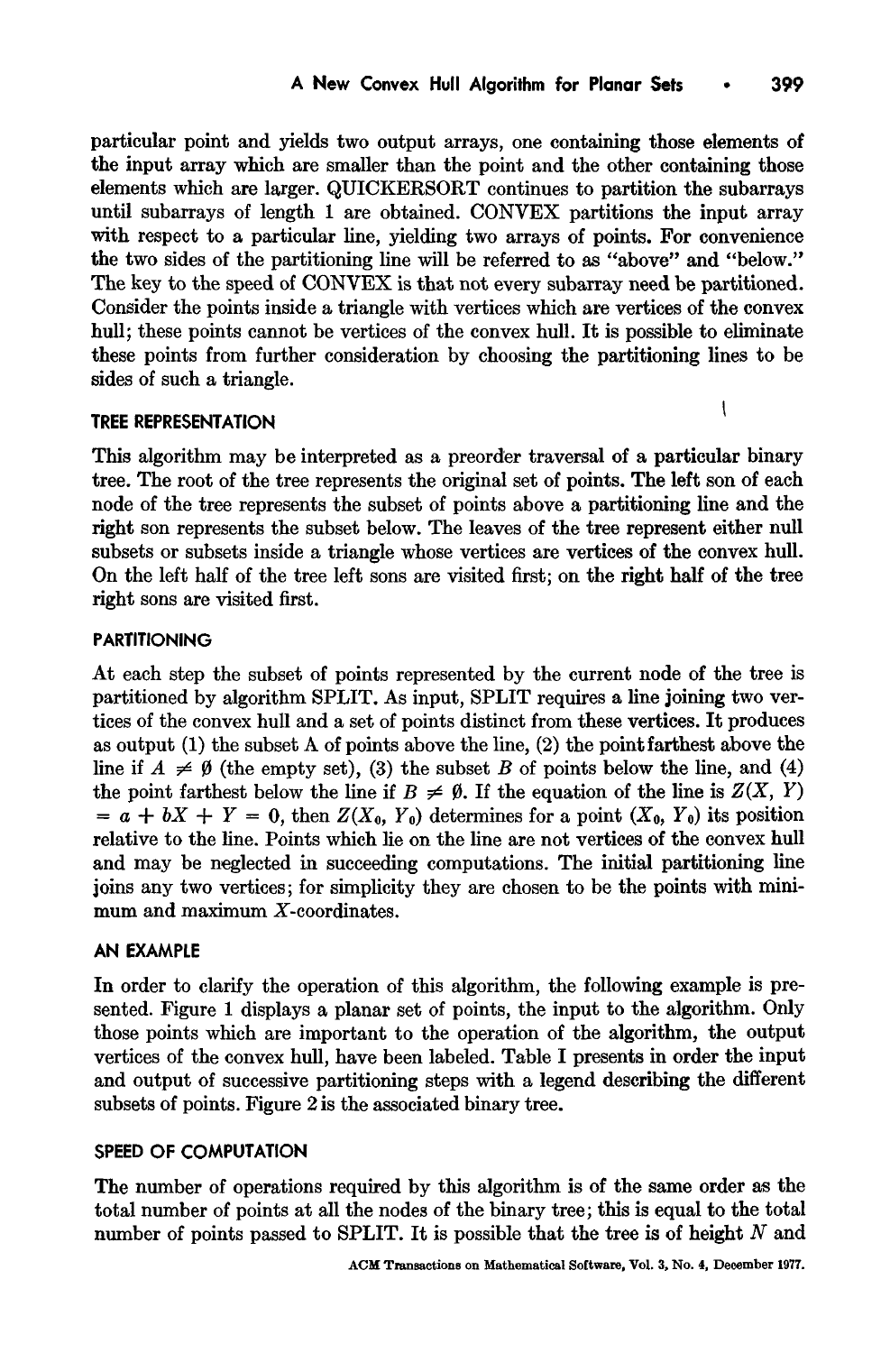particular point and yields two output arrays, one containing those elements of the input array which are smaller than the point and the other containing those elements which are larger. QUICKERSORT continues to partition the subarrays until subarrays of length 1 are obtained. CONVEX partitions the input array with respect to a particular line, yielding two arrays of points. For convenience the two sides of the partitioning line will be referred to as "above" and "below." The key to the speed of CONVEX is that not every subarray need be partitioned. Consider the points inside a triangle with vertices which are vertices of the convex hull; these points cannot be vertices of the convex hull. It is possible to eliminate these points from further consideration by choosing the partitioning lines to be sides of such a triangle.

## TREE REPRESENTATION

This algorithm may be interpreted as a preorder traversal of a particular binary tree. The root of the tree represents the original set of points. The left son of each node of the tree represents the subset of points above a partitioning line and the right son represents the subset below. The leaves of the tree represent either null subsets or subsets inside a triangle whose vertices are vertices of the convex hull. On the left half of the tree left sons are visited first; on the right half of the tree right sons are visited first.

## PARTITIONING

At each step the subset of points represented by the current node of the tree is partitioned by algorithm SPLIT. As input, SPLIT requires a line joining two vertices of the convex hull and a set of points distinct from these vertices. It produces as output (1) the subset A of points above the line, (2) the point farthest above the line if $A \neq \emptyset$ (the empty set), (3) the subset $B$ of points below the line, and (4) the point farthest below the line if $B \neq \emptyset$. If the equation of the line is $Z(X, Y) = a + bX + Y = 0$, then $Z(X_0, Y_0)$ determines for a point $(X_0, Y_0)$ its position relative to the line. Points which lie on the line are not vertices of the convex hull and may be neglected in succeeding computations. The initial partitioning line joins any two vertices; for simplicity they are chosen to be the points with minimum and maximum $X$-coordinates.

## AN EXAMPLE

In order to clarify the operation of this algorithm, the following example is presented. Figure 1 displays a planar set of points, the input to the algorithm. Only those points which are important to the operation of the algorithm, the output vertices of the convex hull, have been labeled. Table I presents in order the input and output of successive partitioning steps with a legend describing the different subsets of points. Figure 2 is the associated binary tree.

## SPEED OF COMPUTATION

The number of operations required by this algorithm is of the same order as the total number of points at all the nodes of the binary tree; this is equal to the total number of points passed to SPLIT. It is possible that the tree is of height $N$ and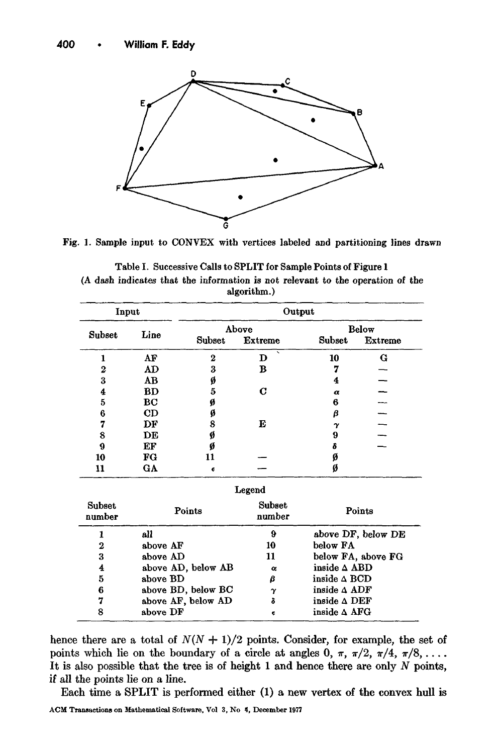Fig. 1. Sample input to CONVEX with vertices labeled and partitioning lines drawn

Table I. Successive Calls to SPLIT for Sample Points of Figure 1
(A dash indicates that the information is not relevant to the operation of the algorithm.)

| Input | | Output | | | |
|---|---|---|---|---|---|
| | | Above | | Below | |
| Subset | Line | Subset | Extreme | Subset | Extreme |
| 1 | AF | 2 | D | 10 | G |
| 2 | AD | 3 | B | 7 | — |
| 3 | AB | ∅ | | 4 | — |
| 4 | BD | 5 | C | α | — |
| 5 | BC | ∅ | | 6 | — |
| 6 | CD | ∅ | | β | — |
| 7 | DF | 8 | E | γ | — |
| 8 | DE | ∅ | | 9 | — |
| 9 | EF | ∅ | | δ | — |
| 10 | FG | 11 | — | ∅ | |
| 11 | GA | ε | — | ∅ | |

Legend

| Subset number | Points | Subset number | Points |
|---|---|---|---|
| 1 | all | 9 | above DF, below DE |
| 2 | above AF | 10 | below FA |
| 3 | above AD | 11 | below FA, above FG |
| 4 | above AD, below AB | α | inside Δ ABD |
| 5 | above BD | β | inside Δ BCD |
| 6 | above BD, below BC | γ | inside Δ ADF |
| 7 | above AF, below AD | δ | inside Δ DEF |
| 8 | above DF | ε | inside Δ AFG |

hence there are a total of $N(N + 1)/2$ points. Consider, for example, the set of points which lie on the boundary of a circle at angles $0, \pi, \pi/2, \pi/4, \pi/8, \ldots$. It is also possible that the tree is of height 1 and hence there are only $N$ points, if all the points lie on a line.

Each time a SPLIT is performed either (1) a new vertex of the convex hull is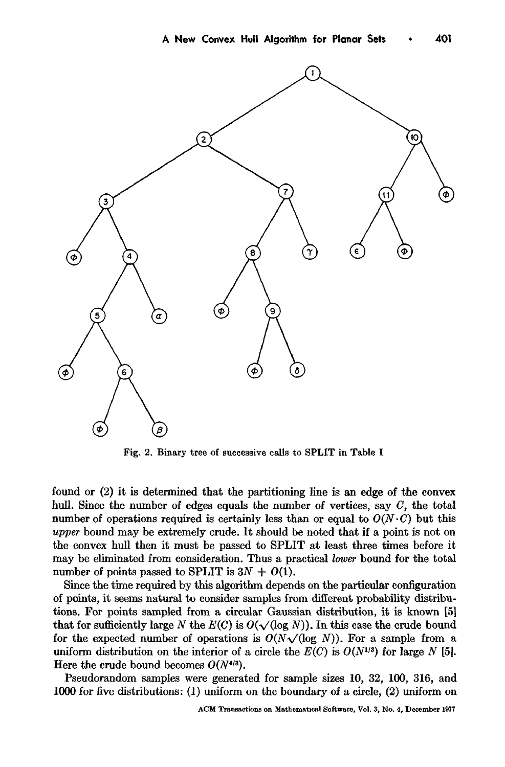Fig. 2. Binary tree of successive calls to SPLIT in Table I

found or (2) it is determined that the partitioning line is an edge of the convex hull. Since the number of edges equals the number of vertices, say $C$, the total number of operations required is certainly less than or equal to $O(N \cdot C)$ but this *upper* bound may be extremely crude. It should be noted that if a point is not on the convex hull then it must be passed to SPLIT at least three times before it may be eliminated from consideration. Thus a practical *lower* bound for the total number of points passed to SPLIT is $3N + O(1)$.

Since the time required by this algorithm depends on the particular configuration of points, it seems natural to consider samples from different probability distributions. For points sampled from a circular Gaussian distribution, it is known [5] that for sufficiently large $N$ the $E(C)$ is $O(\sqrt{(\log N)})$. In this case the crude bound for the expected number of operations is $O(N\sqrt{(\log N)})$. For a sample from a uniform distribution on the interior of a circle the $E(C)$ is $O(N^{1/3})$ for large $N$ [5]. Here the crude bound becomes $O(N^{4/3})$.

Pseudorandom samples were generated for sample sizes 10, 32, 100, 316, and 1000 for five distributions: (1) uniform on the boundary of a circle, (2) uniform on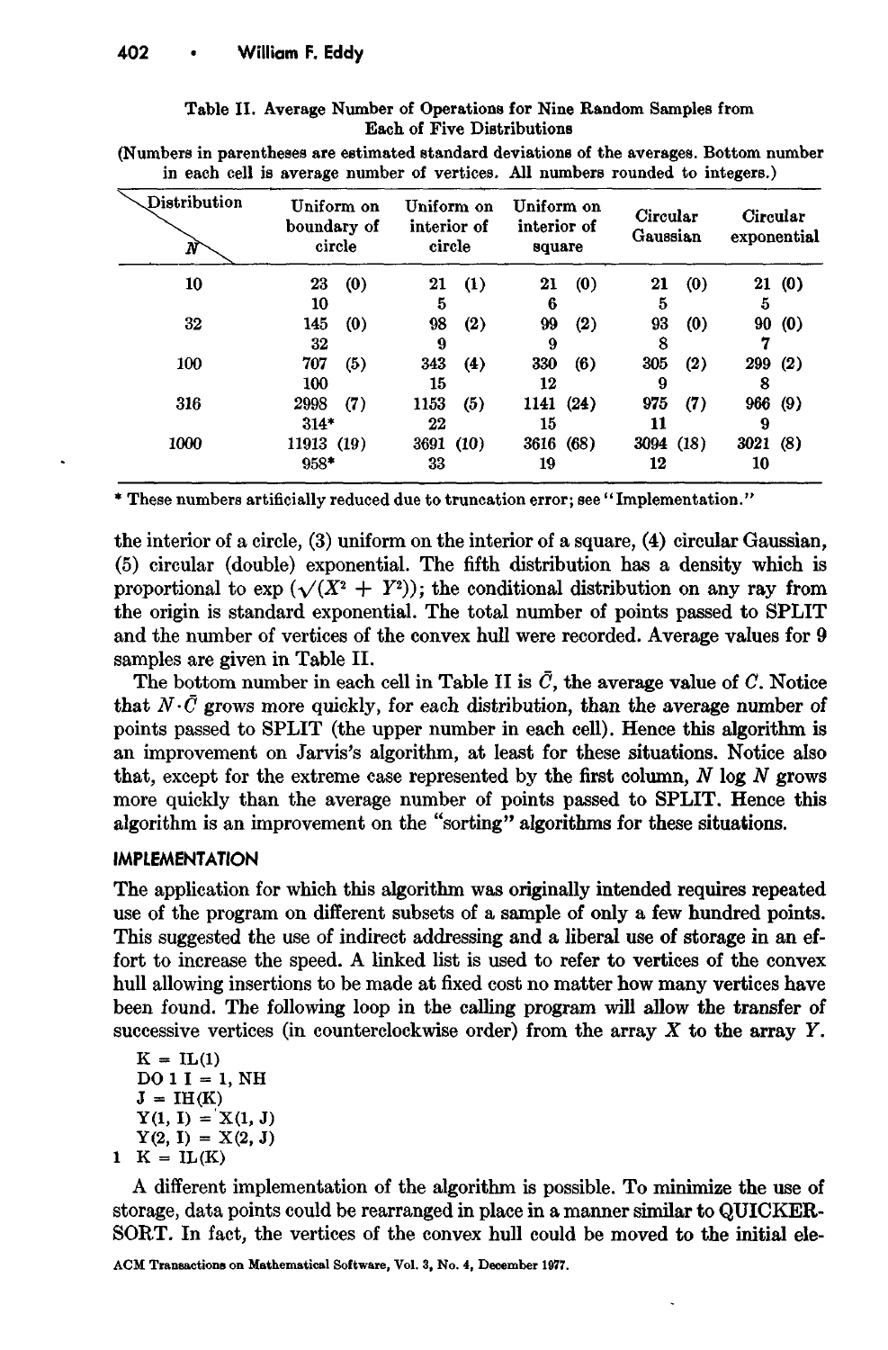Table II. Average Number of Operations for Nine Random Samples from Each of Five Distributions

(Numbers in parentheses are estimated standard deviations of the averages. Bottom number in each cell is average number of vertices. All numbers rounded to integers.)

| Distribution / $N$ | Uniform on boundary of circle | Uniform on interior of circle | Uniform on interior of square | Circular Gaussian | Circular exponential |
|---|---|---|---|---|---|
| 10 | 23 (0) | 21 (1) | 21 (0) | 21 (0) | 21 (0) |
| | 10 | 5 | 6 | 5 | 5 |
| 32 | 145 (0) | 98 (2) | 99 (2) | 93 (0) | 90 (0) |
| | 32 | 9 | 9 | 8 | 7 |
| 100 | 707 (5) | 343 (4) | 330 (6) | 305 (2) | 299 (2) |
| | 100 | 15 | 12 | 9 | 8 |
| 316 | 2998 (7) | 1153 (5) | 1141 (24) | 975 (7) | 966 (9) |
| | 314* | 22 | 15 | 11 | 9 |
| 1000 | 11913 (19) | 3691 (10) | 3616 (68) | 3094 (18) | 3021 (8) |
| | 958* | 33 | 19 | 12 | 10 |

* These numbers artificially reduced due to truncation error; see "Implementation."

the interior of a circle, (3) uniform on the interior of a square, (4) circular Gaussian, (5) circular (double) exponential. The fifth distribution has a density which is proportional to $\exp(\sqrt{(X^2 + Y^2)})$; the conditional distribution on any ray from the origin is standard exponential. The total number of points passed to SPLIT and the number of vertices of the convex hull were recorded. Average values for 9 samples are given in Table II.

The bottom number in each cell in Table II is $\bar{C}$, the average value of $C$. Notice that $N \cdot \bar{C}$ grows more quickly, for each distribution, than the average number of points passed to SPLIT (the upper number in each cell). Hence this algorithm is an improvement on Jarvis's algorithm, at least for these situations. Notice also that, except for the extreme case represented by the first column, $N \log N$ grows more quickly than the average number of points passed to SPLIT. Hence this algorithm is an improvement on the "sorting" algorithms for these situations.

## IMPLEMENTATION

The application for which this algorithm was originally intended requires repeated use of the program on different subsets of a sample of only a few hundred points. This suggested the use of indirect addressing and a liberal use of storage in an effort to increase the speed. A linked list is used to refer to vertices of the convex hull allowing insertions to be made at fixed cost no matter how many vertices have been found. The following loop in the calling program will allow the transfer of successive vertices (in counterclockwise order) from the array $X$ to the array $Y$.

```
  K = IL(1)
  DO 1 I = 1, NH
  J = IH(K)
  Y(1, I) = X(1, J)
  Y(2, I) = X(2, J)
1 K = IL(K)
```

A different implementation of the algorithm is possible. To minimize the use of storage, data points could be rearranged in place in a manner similar to QUICKERSORT. In fact, the vertices of the convex hull could be moved to the initial ele-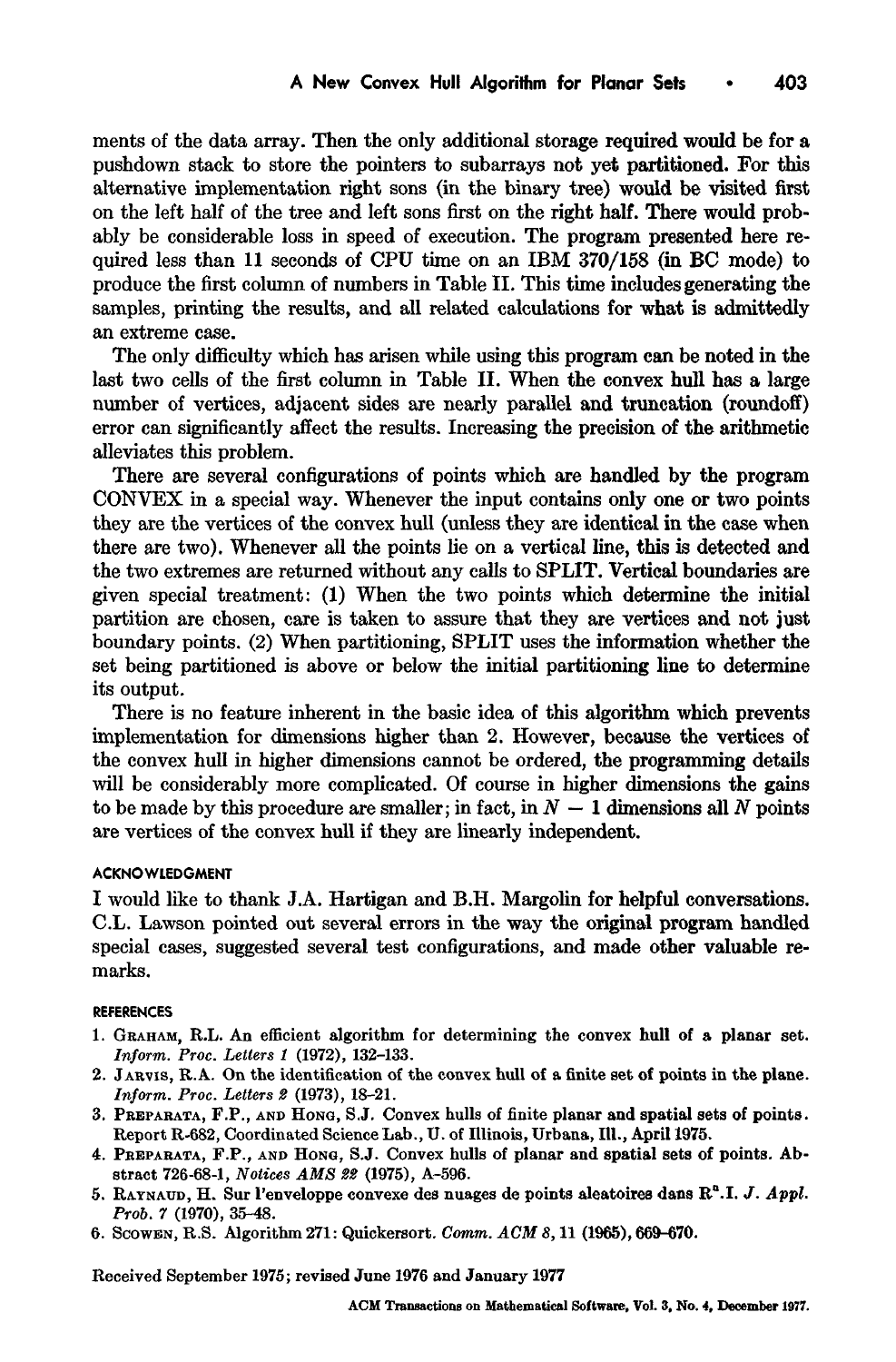ments of the data array. Then the only additional storage required would be for a pushdown stack to store the pointers to subarrays not yet partitioned. For this alternative implementation right sons (in the binary tree) would be visited first on the left half of the tree and left sons first on the right half. There would probably be considerable loss in speed of execution. The program presented here required less than 11 seconds of CPU time on an IBM 370/158 (in BC mode) to produce the first column of numbers in Table II. This time includes generating the samples, printing the results, and all related calculations for what is admittedly an extreme case.

The only difficulty which has arisen while using this program can be noted in the last two cells of the first column in Table II. When the convex hull has a large number of vertices, adjacent sides are nearly parallel and truncation (roundoff) error can significantly affect the results. Increasing the precision of the arithmetic alleviates this problem.

There are several configurations of points which are handled by the program CONVEX in a special way. Whenever the input contains only one or two points they are the vertices of the convex hull (unless they are identical in the case when there are two). Whenever all the points lie on a vertical line, this is detected and the two extremes are returned without any calls to SPLIT. Vertical boundaries are given special treatment: (1) When the two points which determine the initial partition are chosen, care is taken to assure that they are vertices and not just boundary points. (2) When partitioning, SPLIT uses the information whether the set being partitioned is above or below the initial partitioning line to determine its output.

There is no feature inherent in the basic idea of this algorithm which prevents implementation for dimensions higher than 2. However, because the vertices of the convex hull in higher dimensions cannot be ordered, the programming details will be considerably more complicated. Of course in higher dimensions the gains to be made by this procedure are smaller; in fact, in $N - 1$ dimensions all $N$ points are vertices of the convex hull if they are linearly independent.

## ACKNOWLEDGMENT

I would like to thank J.A. Hartigan and B.H. Margolin for helpful conversations. C.L. Lawson pointed out several errors in the way the original program handled special cases, suggested several test configurations, and made other valuable remarks.

## REFERENCES

1. Graham, R.L. An efficient algorithm for determining the convex hull of a planar set. *Inform. Proc. Letters 1* (1972), 132–133.
2. Jarvis, R.A. On the identification of the convex hull of a finite set of points in the plane. *Inform. Proc. Letters 2* (1973), 18–21.
3. Preparata, F.P., and Hong, S.J. Convex hulls of finite planar and spatial sets of points. Report R-682, Coordinated Science Lab., U. of Illinois, Urbana, Ill., April 1975.
4. Preparata, F.P., and Hong, S.J. Convex hulls of planar and spatial sets of points. Abstract 726-68-1, *Notices AMS 22* (1975), A-596.
5. Raynaud, H. Sur l'enveloppe convexe des nuages de points aleatoires dans $R^n$.I. *J. Appl. Prob. 7* (1970), 35–48.
6. Scowen, R.S. Algorithm 271: Quickersort. *Comm. ACM 8*, 11 (1965), 669–670.

Received September 1975; revised June 1976 and January 1977